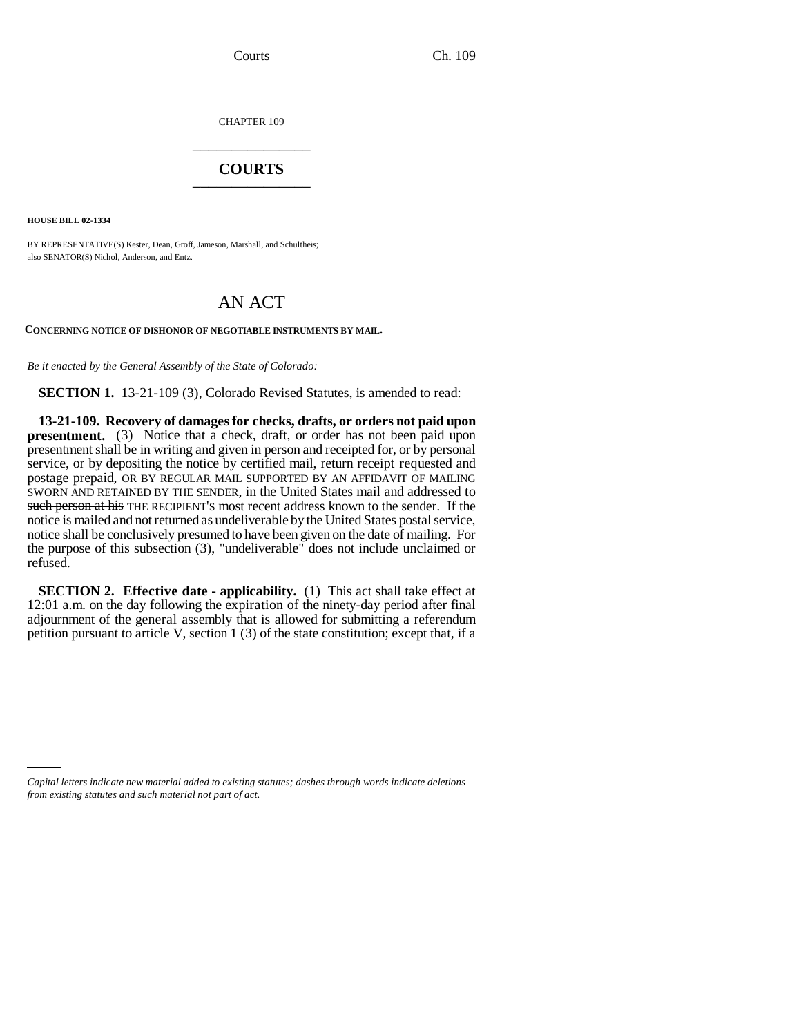CHAPTER 109

# COURTS

**HOUSE BILL 02-1334**

BY REPRESENTATIVE(S) Kester, Dean, Groff, Jameson, Marshall, and Schultheis; also SENATOR(S) Nichol, Anderson, and Entz.

## AN ACT

**CONCERNING NOTICE OF DISHONOR OF NEGOTIABLE INSTRUMENTS BY MAIL.**

*Be it enacted by the General Assembly of the State of Colorado:*

**SECTION 1.** 13-21-109 (3), Colorado Revised Statutes, is amended to read:

**13-21-109. Recovery of damages for checks, drafts, or orders not paid upon presentment.** (3) Notice that a check, draft, or order has not been paid upon presentment shall be in writing and given in person and receipted for, or by personal service, or by depositing the notice by certified mail, return receipt requested and postage prepaid, OR BY REGULAR MAIL SUPPORTED BY AN AFFIDAVIT OF MAILING SWORN AND RETAINED BY THE SENDER, in the United States mail and addressed to ~~such person at his~~ THE RECIPIENT'S most recent address known to the sender. If the notice is mailed and not returned as undeliverable by the United States postal service, notice shall be conclusively presumed to have been given on the date of mailing. For the purpose of this subsection (3), "undeliverable" does not include unclaimed or refused.

**SECTION 2. Effective date - applicability.** (1) This act shall take effect at 12:01 a.m. on the day following the expiration of the ninety-day period after final adjournment of the general assembly that is allowed for submitting a referendum petition pursuant to article V, section 1 (3) of the state constitution; except that, if a

*Capital letters indicate new material added to existing statutes; dashes through words indicate deletions from existing statutes and such material not part of act.*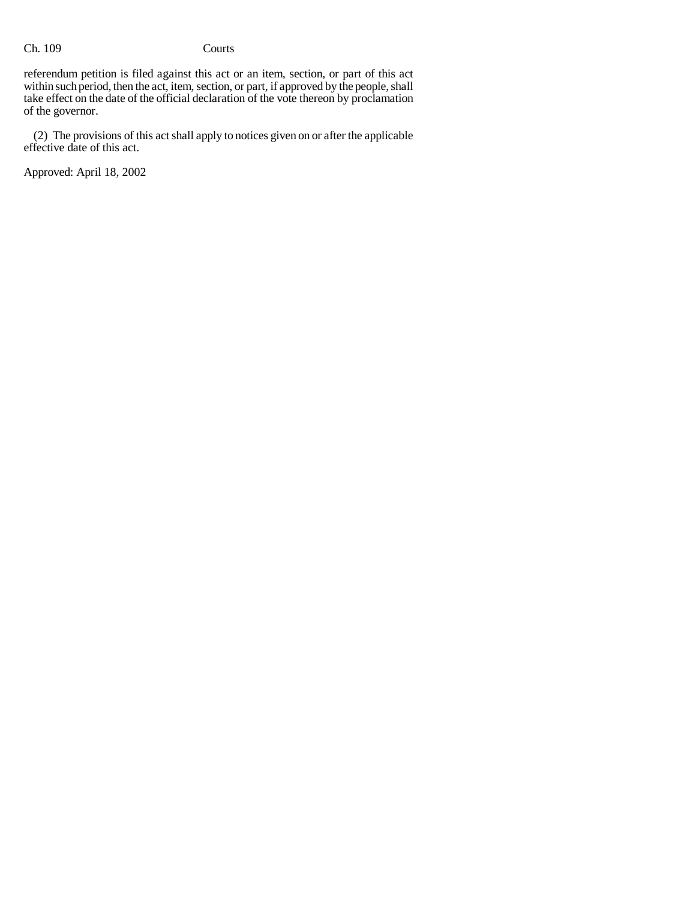referendum petition is filed against this act or an item, section, or part of this act within such period, then the act, item, section, or part, if approved by the people, shall take effect on the date of the official declaration of the vote thereon by proclamation of the governor.

(2) The provisions of this act shall apply to notices given on or after the applicable effective date of this act.

Approved: April 18, 2002